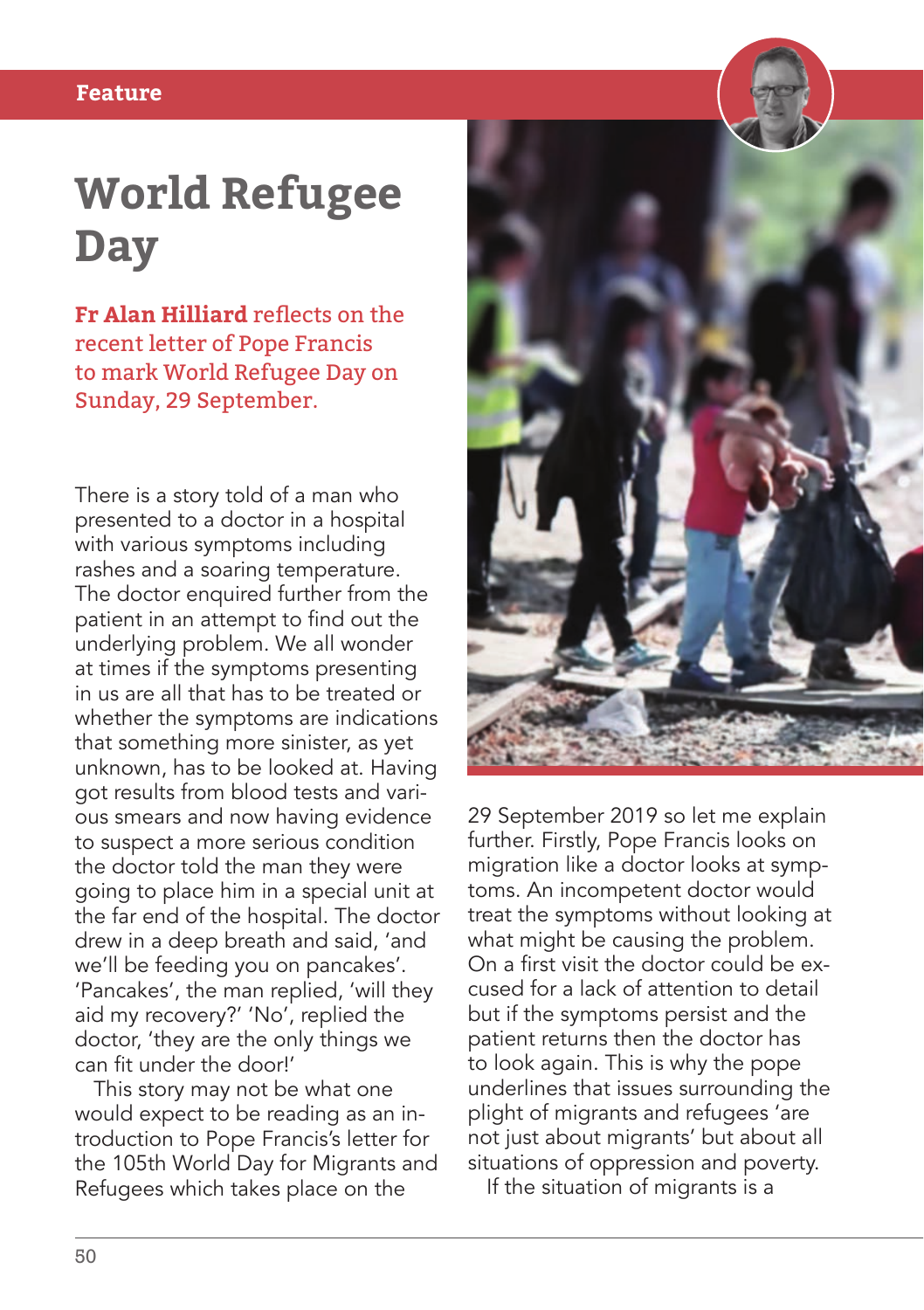Feature

# World Refugee Day

**Fr Alan Hilliard** reflects on the recent letter of Pope Francis to mark World Refugee Day on Sunday, 29 September.

There is a story told of a man who presented to a doctor in a hospital with various symptoms including rashes and a soaring temperature. The doctor enquired further from the patient in an attempt to find out the underlying problem. We all wonder at times if the symptoms presenting in us are all that has to be treated or whether the symptoms are indications that something more sinister, as yet unknown, has to be looked at. Having got results from blood tests and various smears and now having evidence to suspect a more serious condition the doctor told the man they were going to place him in a special unit at the far end of the hospital. The doctor drew in a deep breath and said, 'and we'll be feeding you on pancakes'. 'Pancakes', the man replied, 'will they aid my recovery?' 'No', replied the doctor, 'they are the only things we can fit under the door!'

This story may not be what one would expect to be reading as an introduction to Pope Francis's letter for the 105th World Day for Migrants and Refugees which takes place on the 29 September 2019 so let me explain further. Firstly, Pope Francis looks on migration like a doctor looks at symptoms. An incompetent doctor would treat the symptoms without looking at what might be causing the problem. On a first visit the doctor could be excused for a lack of attention to detail but if the symptoms persist and the patient returns then the doctor has to look again. This is why the pope underlines that issues surrounding the plight of migrants and refugees 'are not just about migrants' but about all situations of oppression and poverty.

If the situation of migrants is a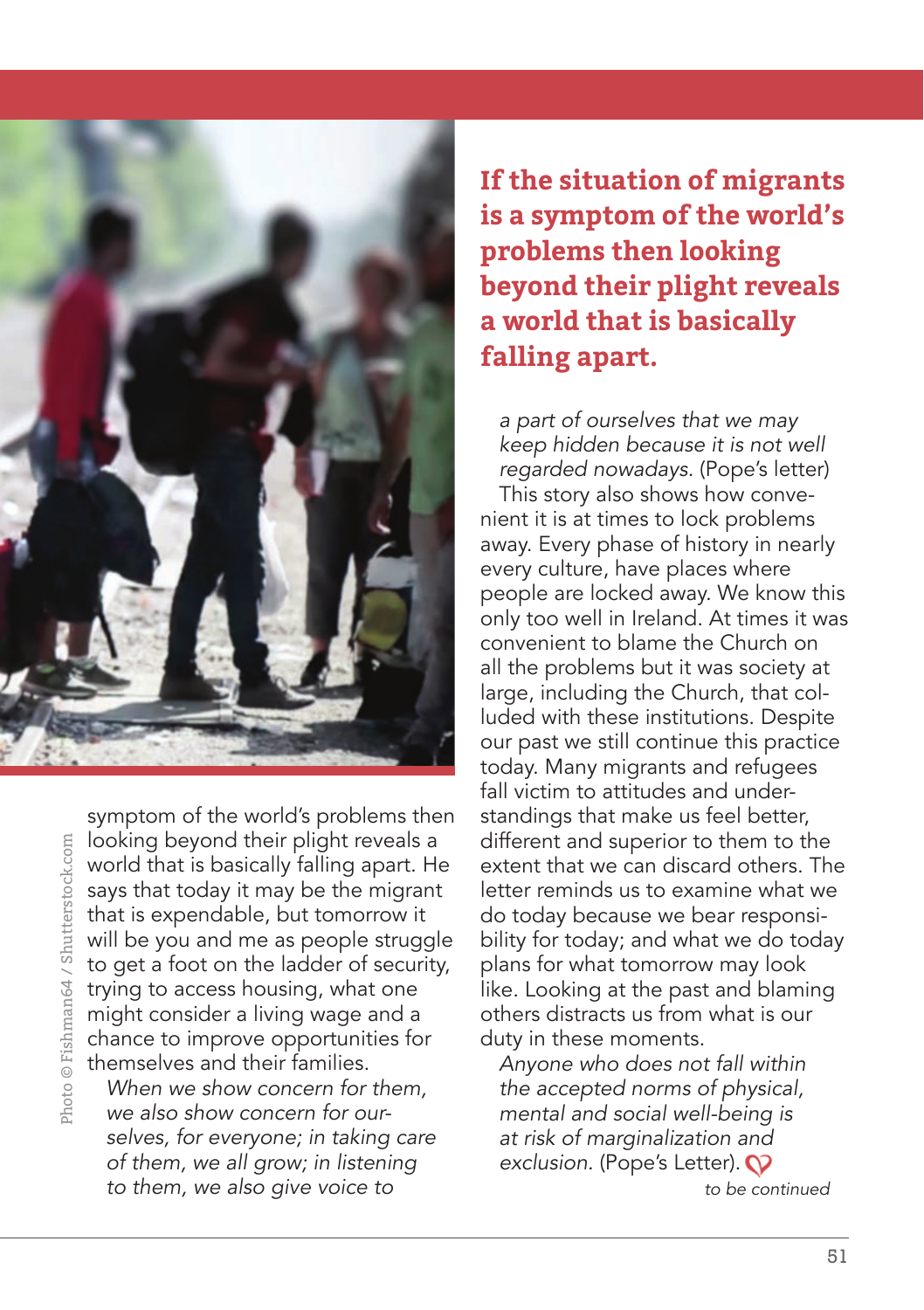**If the situation of migrants is a symptom of the world's problems then looking beyond their plight reveals a world that is basically falling apart.**

symptom of the world's problems then looking beyond their plight reveals a world that is basically falling apart. He says that today it may be the migrant that is expendable, but tomorrow it will be you and me as people struggle to get a foot on the ladder of security, trying to access housing, what one might consider a living wage and a chance to improve opportunities for themselves and their families.

*When we show concern for them, we also show concern for ourselves, for everyone; in taking care of them, we all grow; in listening to them, we also give voice to a part of ourselves that we may keep hidden because it is not well regarded nowadays.* (Pope's letter)

This story also shows how convenient it is at times to lock problems away. Every phase of history in nearly every culture, have places where people are locked away. We know this only too well in Ireland. At times it was convenient to blame the Church on all the problems but it was society at large, including the Church, that colluded with these institutions. Despite our past we still continue this practice today. Many migrants and refugees fall victim to attitudes and understandings that make us feel better, different and superior to them to the extent that we can discard others. The letter reminds us to examine what we do today because we bear responsibility for today; and what we do today plans for what tomorrow may look like. Looking at the past and blaming others distracts us from what is our duty in these moments.

*Anyone who does not fall within the accepted norms of physical, mental and social well-being is at risk of marginalization and exclusion.* (Pope's Letter).

*to be continued*

Photo © Fishman64 / Shutterstock.com